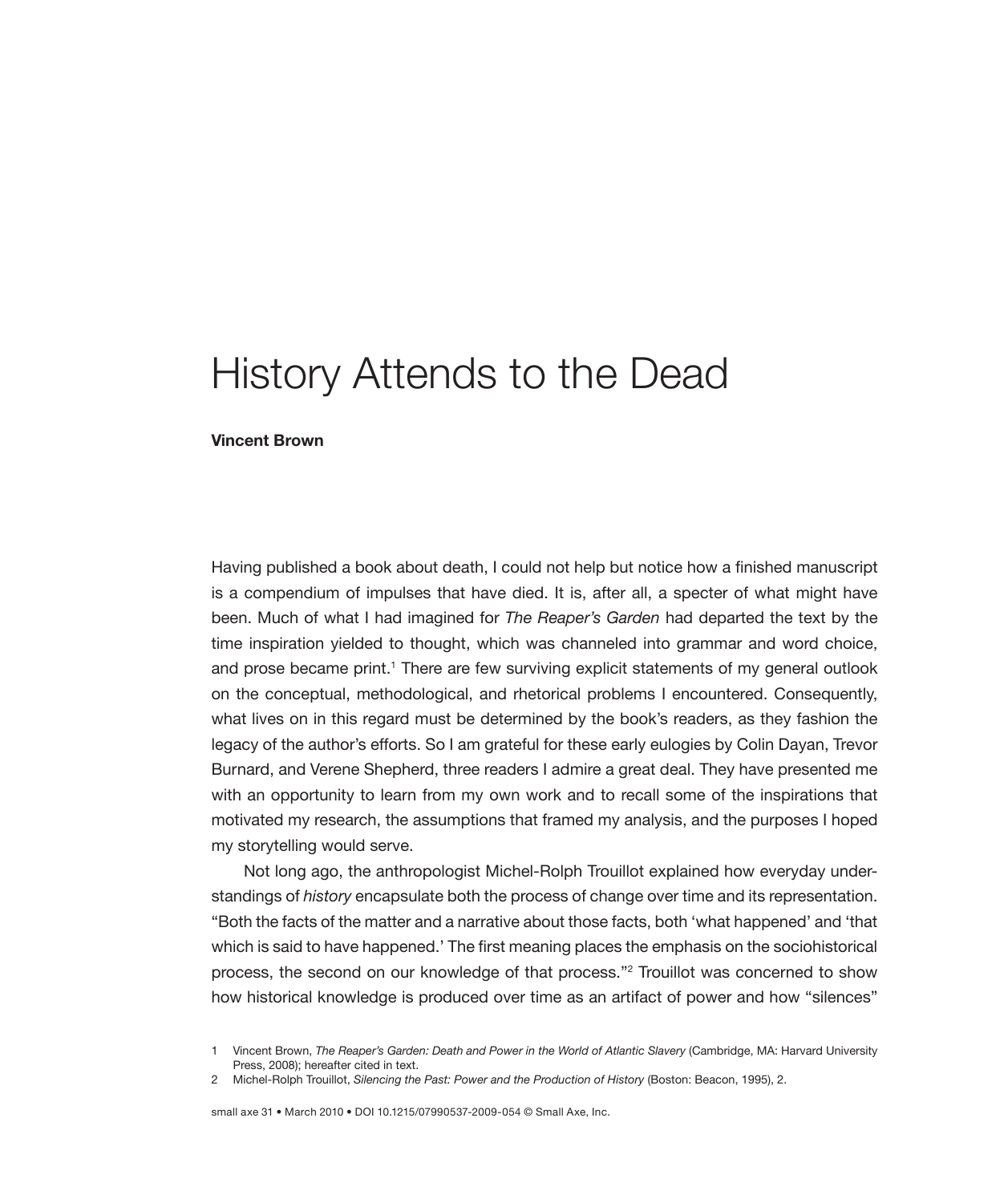# History Attends to the Dead

**Vincent Brown**

Having published a book about death, I could not help but notice how a finished manuscript is a compendium of impulses that have died. It is, after all, a specter of what might have been. Much of what I had imagined for *The Reaper's Garden* had departed the text by the time inspiration yielded to thought, which was channeled into grammar and word choice, and prose became print.[1] There are few surviving explicit statements of my general outlook on the conceptual, methodological, and rhetorical problems I encountered. Consequently, what lives on in this regard must be determined by the book's readers, as they fashion the legacy of the author's efforts. So I am grateful for these early eulogies by Colin Dayan, Trevor Burnard, and Verene Shepherd, three readers I admire a great deal. They have presented me with an opportunity to learn from my own work and to recall some of the inspirations that motivated my research, the assumptions that framed my analysis, and the purposes I hoped my storytelling would serve.

Not long ago, the anthropologist Michel-Rolph Trouillot explained how everyday understandings of *history* encapsulate both the process of change over time and its representation. "Both the facts of the matter and a narrative about those facts, both 'what happened' and 'that which is said to have happened.' The first meaning places the emphasis on the sociohistorical process, the second on our knowledge of that process."[2] Trouillot was concerned to show how historical knowledge is produced over time as an artifact of power and how "silences"

1 Vincent Brown, *The Reaper's Garden: Death and Power in the World of Atlantic Slavery* (Cambridge, MA: Harvard University Press, 2008); hereafter cited in text.

2 Michel-Rolph Trouillot, *Silencing the Past: Power and the Production of History* (Boston: Beacon, 1995), 2.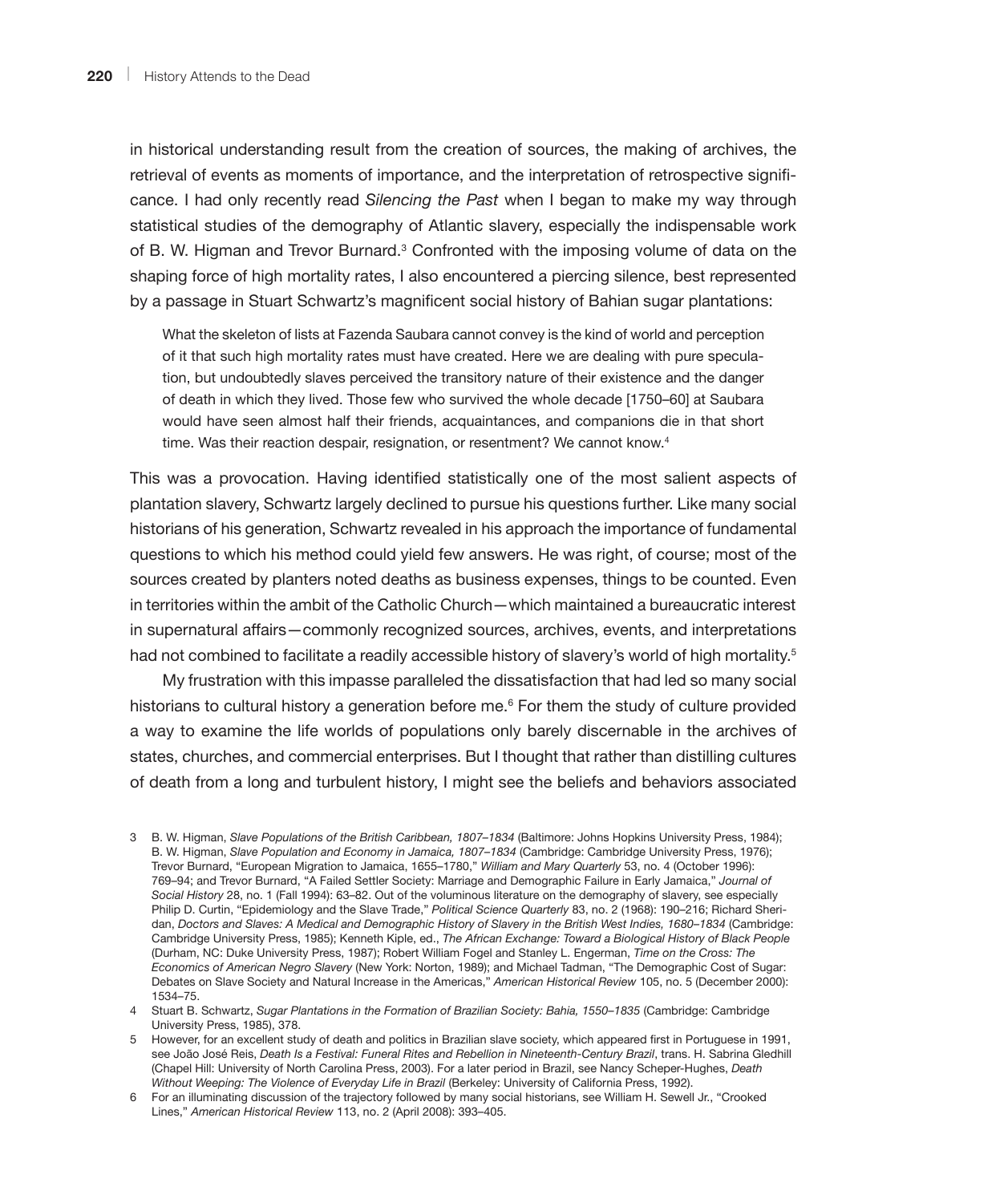in historical understanding result from the creation of sources, the making of archives, the retrieval of events as moments of importance, and the interpretation of retrospective significance. I had only recently read *Silencing the Past* when I began to make my way through statistical studies of the demography of Atlantic slavery, especially the indispensable work of B. W. Higman and Trevor Burnard.[3] Confronted with the imposing volume of data on the shaping force of high mortality rates, I also encountered a piercing silence, best represented by a passage in Stuart Schwartz's magnificent social history of Bahian sugar plantations:

> What the skeleton of lists at Fazenda Saubara cannot convey is the kind of world and perception of it that such high mortality rates must have created. Here we are dealing with pure speculation, but undoubtedly slaves perceived the transitory nature of their existence and the danger of death in which they lived. Those few who survived the whole decade [1750–60] at Saubara would have seen almost half their friends, acquaintances, and companions die in that short time. Was their reaction despair, resignation, or resentment? We cannot know.[4]

This was a provocation. Having identified statistically one of the most salient aspects of plantation slavery, Schwartz largely declined to pursue his questions further. Like many social historians of his generation, Schwartz revealed in his approach the importance of fundamental questions to which his method could yield few answers. He was right, of course; most of the sources created by planters noted deaths as business expenses, things to be counted. Even in territories within the ambit of the Catholic Church—which maintained a bureaucratic interest in supernatural affairs—commonly recognized sources, archives, events, and interpretations had not combined to facilitate a readily accessible history of slavery's world of high mortality.[5]

My frustration with this impasse paralleled the dissatisfaction that had led so many social historians to cultural history a generation before me.[6] For them the study of culture provided a way to examine the life worlds of populations only barely discernable in the archives of states, churches, and commercial enterprises. But I thought that rather than distilling cultures of death from a long and turbulent history, I might see the beliefs and behaviors associated

3 B. W. Higman, *Slave Populations of the British Caribbean, 1807–1834* (Baltimore: Johns Hopkins University Press, 1984); B. W. Higman, *Slave Population and Economy in Jamaica, 1807–1834* (Cambridge: Cambridge University Press, 1976); Trevor Burnard, "European Migration to Jamaica, 1655–1780," *William and Mary Quarterly* 53, no. 4 (October 1996): 769–94; and Trevor Burnard, "A Failed Settler Society: Marriage and Demographic Failure in Early Jamaica," *Journal of Social History* 28, no. 1 (Fall 1994): 63–82. Out of the voluminous literature on the demography of slavery, see especially Philip D. Curtin, "Epidemiology and the Slave Trade," *Political Science Quarterly* 83, no. 2 (1968): 190–216; Richard Sheridan, *Doctors and Slaves: A Medical and Demographic History of Slavery in the British West Indies, 1680–1834* (Cambridge: Cambridge University Press, 1985); Kenneth Kiple, ed., *The African Exchange: Toward a Biological History of Black People* (Durham, NC: Duke University Press, 1987); Robert William Fogel and Stanley L. Engerman, *Time on the Cross: The Economics of American Negro Slavery* (New York: Norton, 1989); and Michael Tadman, "The Demographic Cost of Sugar: Debates on Slave Society and Natural Increase in the Americas," *American Historical Review* 105, no. 5 (December 2000): 1534–75.

4 Stuart B. Schwartz, *Sugar Plantations in the Formation of Brazilian Society: Bahia, 1550–1835* (Cambridge: Cambridge University Press, 1985), 378.

5 However, for an excellent study of death and politics in Brazilian slave society, which appeared first in Portuguese in 1991, see João José Reis, *Death Is a Festival: Funeral Rites and Rebellion in Nineteenth-Century Brazil*, trans. H. Sabrina Gledhill (Chapel Hill: University of North Carolina Press, 2003). For a later period in Brazil, see Nancy Scheper-Hughes, *Death Without Weeping: The Violence of Everyday Life in Brazil* (Berkeley: University of California Press, 1992).

6 For an illuminating discussion of the trajectory followed by many social historians, see William H. Sewell Jr., "Crooked Lines," *American Historical Review* 113, no. 2 (April 2008): 393–405.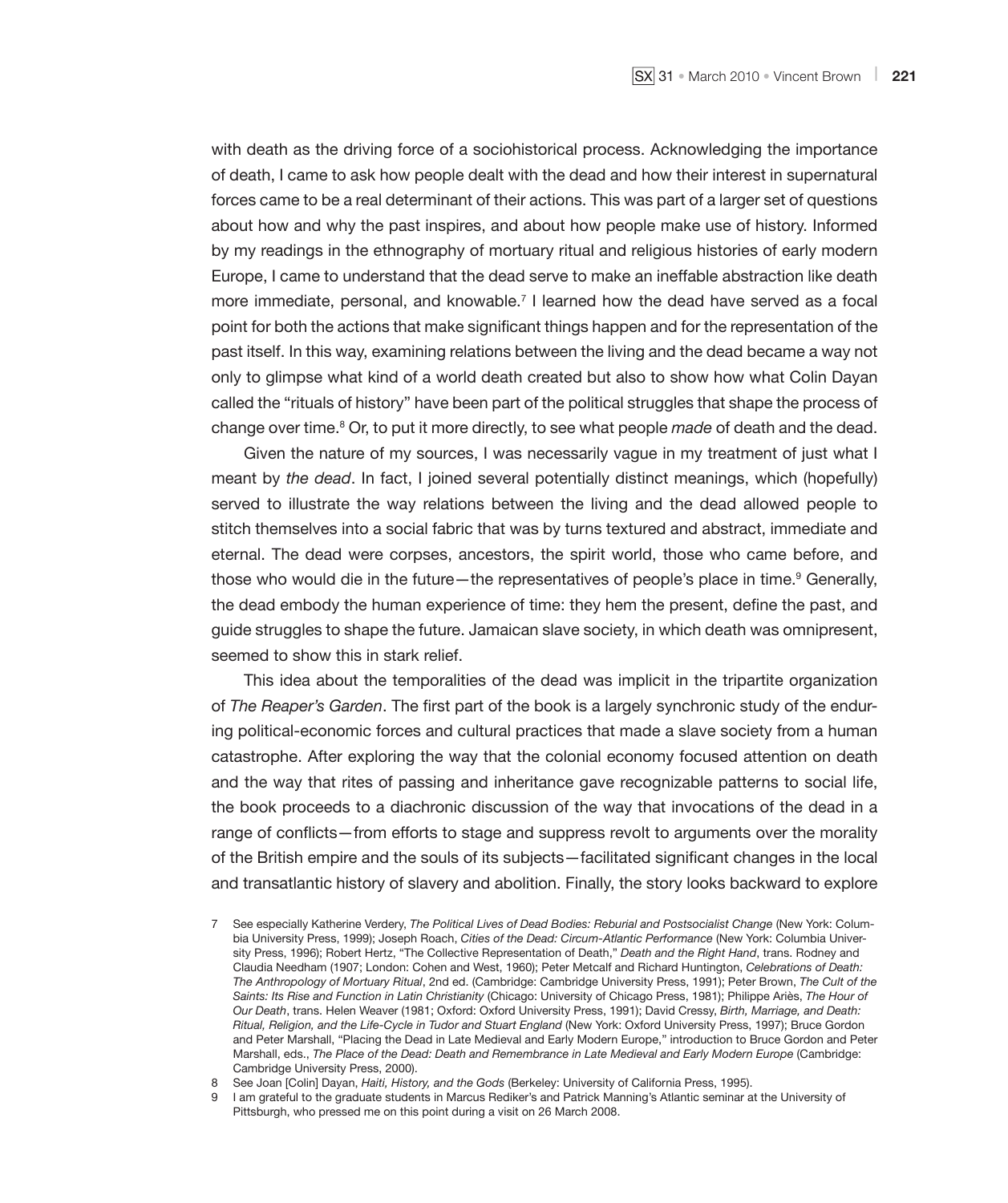with death as the driving force of a sociohistorical process. Acknowledging the importance of death, I came to ask how people dealt with the dead and how their interest in supernatural forces came to be a real determinant of their actions. This was part of a larger set of questions about how and why the past inspires, and about how people make use of history. Informed by my readings in the ethnography of mortuary ritual and religious histories of early modern Europe, I came to understand that the dead serve to make an ineffable abstraction like death more immediate, personal, and knowable.[7] I learned how the dead have served as a focal point for both the actions that make significant things happen and for the representation of the past itself. In this way, examining relations between the living and the dead became a way not only to glimpse what kind of a world death created but also to show how what Colin Dayan called the "rituals of history" have been part of the political struggles that shape the process of change over time.[8] Or, to put it more directly, to see what people *made* of death and the dead.

Given the nature of my sources, I was necessarily vague in my treatment of just what I meant by *the dead*. In fact, I joined several potentially distinct meanings, which (hopefully) served to illustrate the way relations between the living and the dead allowed people to stitch themselves into a social fabric that was by turns textured and abstract, immediate and eternal. The dead were corpses, ancestors, the spirit world, those who came before, and those who would die in the future—the representatives of people's place in time.[9] Generally, the dead embody the human experience of time: they hem the present, define the past, and guide struggles to shape the future. Jamaican slave society, in which death was omnipresent, seemed to show this in stark relief.

This idea about the temporalities of the dead was implicit in the tripartite organization of *The Reaper's Garden*. The first part of the book is a largely synchronic study of the enduring political-economic forces and cultural practices that made a slave society from a human catastrophe. After exploring the way that the colonial economy focused attention on death and the way that rites of passing and inheritance gave recognizable patterns to social life, the book proceeds to a diachronic discussion of the way that invocations of the dead in a range of conflicts—from efforts to stage and suppress revolt to arguments over the morality of the British empire and the souls of its subjects—facilitated significant changes in the local and transatlantic history of slavery and abolition. Finally, the story looks backward to explore

7 See especially Katherine Verdery, *The Political Lives of Dead Bodies: Reburial and Postsocialist Change* (New York: Columbia University Press, 1999); Joseph Roach, *Cities of the Dead: Circum-Atlantic Performance* (New York: Columbia University Press, 1996); Robert Hertz, "The Collective Representation of Death," *Death and the Right Hand*, trans. Rodney and Claudia Needham (1907; London: Cohen and West, 1960); Peter Metcalf and Richard Huntington, *Celebrations of Death: The Anthropology of Mortuary Ritual*, 2nd ed. (Cambridge: Cambridge University Press, 1991); Peter Brown, *The Cult of the Saints: Its Rise and Function in Latin Christianity* (Chicago: University of Chicago Press, 1981); Philippe Ariès, *The Hour of Our Death*, trans. Helen Weaver (1981; Oxford: Oxford University Press, 1991); David Cressy, *Birth, Marriage, and Death: Ritual, Religion, and the Life-Cycle in Tudor and Stuart England* (New York: Oxford University Press, 1997); Bruce Gordon and Peter Marshall, "Placing the Dead in Late Medieval and Early Modern Europe," introduction to Bruce Gordon and Peter Marshall, eds., *The Place of the Dead: Death and Remembrance in Late Medieval and Early Modern Europe* (Cambridge: Cambridge University Press, 2000).

8 See Joan [Colin] Dayan, *Haiti, History, and the Gods* (Berkeley: University of California Press, 1995).

9 I am grateful to the graduate students in Marcus Rediker's and Patrick Manning's Atlantic seminar at the University of Pittsburgh, who pressed me on this point during a visit on 26 March 2008.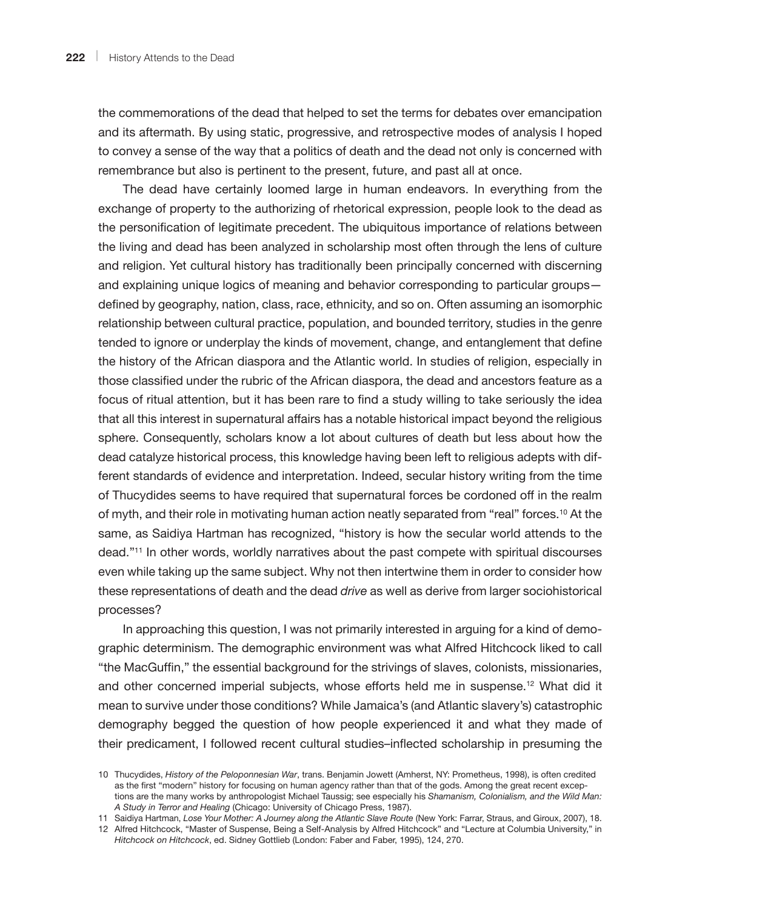the commemorations of the dead that helped to set the terms for debates over emancipation and its aftermath. By using static, progressive, and retrospective modes of analysis I hoped to convey a sense of the way that a politics of death and the dead not only is concerned with remembrance but also is pertinent to the present, future, and past all at once.

The dead have certainly loomed large in human endeavors. In everything from the exchange of property to the authorizing of rhetorical expression, people look to the dead as the personification of legitimate precedent. The ubiquitous importance of relations between the living and dead has been analyzed in scholarship most often through the lens of culture and religion. Yet cultural history has traditionally been principally concerned with discerning and explaining unique logics of meaning and behavior corresponding to particular groups—defined by geography, nation, class, race, ethnicity, and so on. Often assuming an isomorphic relationship between cultural practice, population, and bounded territory, studies in the genre tended to ignore or underplay the kinds of movement, change, and entanglement that define the history of the African diaspora and the Atlantic world. In studies of religion, especially in those classified under the rubric of the African diaspora, the dead and ancestors feature as a focus of ritual attention, but it has been rare to find a study willing to take seriously the idea that all this interest in supernatural affairs has a notable historical impact beyond the religious sphere. Consequently, scholars know a lot about cultures of death but less about how the dead catalyze historical process, this knowledge having been left to religious adepts with different standards of evidence and interpretation. Indeed, secular history writing from the time of Thucydides seems to have required that supernatural forces be cordoned off in the realm of myth, and their role in motivating human action neatly separated from "real" forces.[10] At the same, as Saidiya Hartman has recognized, "history is how the secular world attends to the dead."[11] In other words, worldly narratives about the past compete with spiritual discourses even while taking up the same subject. Why not then intertwine them in order to consider how these representations of death and the dead *drive* as well as derive from larger sociohistorical processes?

In approaching this question, I was not primarily interested in arguing for a kind of demographic determinism. The demographic environment was what Alfred Hitchcock liked to call "the MacGuffin," the essential background for the strivings of slaves, colonists, missionaries, and other concerned imperial subjects, whose efforts held me in suspense.[12] What did it mean to survive under those conditions? While Jamaica's (and Atlantic slavery's) catastrophic demography begged the question of how people experienced it and what they made of their predicament, I followed recent cultural studies–inflected scholarship in presuming the

10 Thucydides, *History of the Peloponnesian War*, trans. Benjamin Jowett (Amherst, NY: Prometheus, 1998), is often credited as the first "modern" history for focusing on human agency rather than that of the gods. Among the great recent exceptions are the many works by anthropologist Michael Taussig; see especially his *Shamanism, Colonialism, and the Wild Man: A Study in Terror and Healing* (Chicago: University of Chicago Press, 1987).

11 Saidiya Hartman, *Lose Your Mother: A Journey along the Atlantic Slave Route* (New York: Farrar, Straus, and Giroux, 2007), 18.

12 Alfred Hitchcock, "Master of Suspense, Being a Self-Analysis by Alfred Hitchcock" and "Lecture at Columbia University," in *Hitchcock on Hitchcock*, ed. Sidney Gottlieb (London: Faber and Faber, 1995), 124, 270.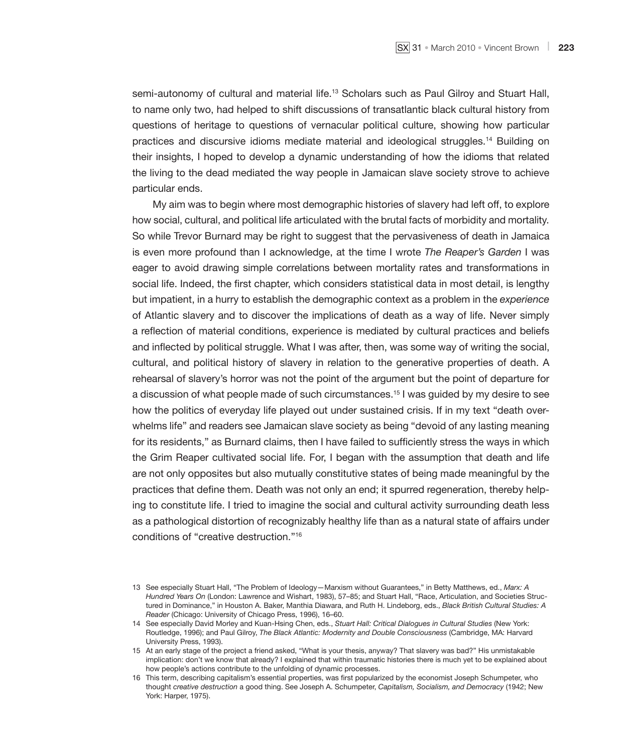semi-autonomy of cultural and material life.[13] Scholars such as Paul Gilroy and Stuart Hall, to name only two, had helped to shift discussions of transatlantic black cultural history from questions of heritage to questions of vernacular political culture, showing how particular practices and discursive idioms mediate material and ideological struggles.[14] Building on their insights, I hoped to develop a dynamic understanding of how the idioms that related the living to the dead mediated the way people in Jamaican slave society strove to achieve particular ends.

My aim was to begin where most demographic histories of slavery had left off, to explore how social, cultural, and political life articulated with the brutal facts of morbidity and mortality. So while Trevor Burnard may be right to suggest that the pervasiveness of death in Jamaica is even more profound than I acknowledge, at the time I wrote *The Reaper's Garden* I was eager to avoid drawing simple correlations between mortality rates and transformations in social life. Indeed, the first chapter, which considers statistical data in most detail, is lengthy but impatient, in a hurry to establish the demographic context as a problem in the *experience* of Atlantic slavery and to discover the implications of death as a way of life. Never simply a reflection of material conditions, experience is mediated by cultural practices and beliefs and inflected by political struggle. What I was after, then, was some way of writing the social, cultural, and political history of slavery in relation to the generative properties of death. A rehearsal of slavery's horror was not the point of the argument but the point of departure for a discussion of what people made of such circumstances.[15] I was guided by my desire to see how the politics of everyday life played out under sustained crisis. If in my text "death overwhelms life" and readers see Jamaican slave society as being "devoid of any lasting meaning for its residents," as Burnard claims, then I have failed to sufficiently stress the ways in which the Grim Reaper cultivated social life. For, I began with the assumption that death and life are not only opposites but also mutually constitutive states of being made meaningful by the practices that define them. Death was not only an end; it spurred regeneration, thereby helping to constitute life. I tried to imagine the social and cultural activity surrounding death less as a pathological distortion of recognizably healthy life than as a natural state of affairs under conditions of "creative destruction."[16]

13 See especially Stuart Hall, "The Problem of Ideology—Marxism without Guarantees," in Betty Matthews, ed., *Marx: A Hundred Years On* (London: Lawrence and Wishart, 1983), 57–85; and Stuart Hall, "Race, Articulation, and Societies Structured in Dominance," in Houston A. Baker, Manthia Diawara, and Ruth H. Lindeborg, eds., *Black British Cultural Studies: A Reader* (Chicago: University of Chicago Press, 1996), 16–60.

14 See especially David Morley and Kuan-Hsing Chen, eds., *Stuart Hall: Critical Dialogues in Cultural Studies* (New York: Routledge, 1996); and Paul Gilroy, *The Black Atlantic: Modernity and Double Consciousness* (Cambridge, MA: Harvard University Press, 1993).

15 At an early stage of the project a friend asked, "What is your thesis, anyway? That slavery was bad?" His unmistakable implication: don't we know that already? I explained that within traumatic histories there is much yet to be explained about how people's actions contribute to the unfolding of dynamic processes.

16 This term, describing capitalism's essential properties, was first popularized by the economist Joseph Schumpeter, who thought *creative destruction* a good thing. See Joseph A. Schumpeter, *Capitalism, Socialism, and Democracy* (1942; New York: Harper, 1975).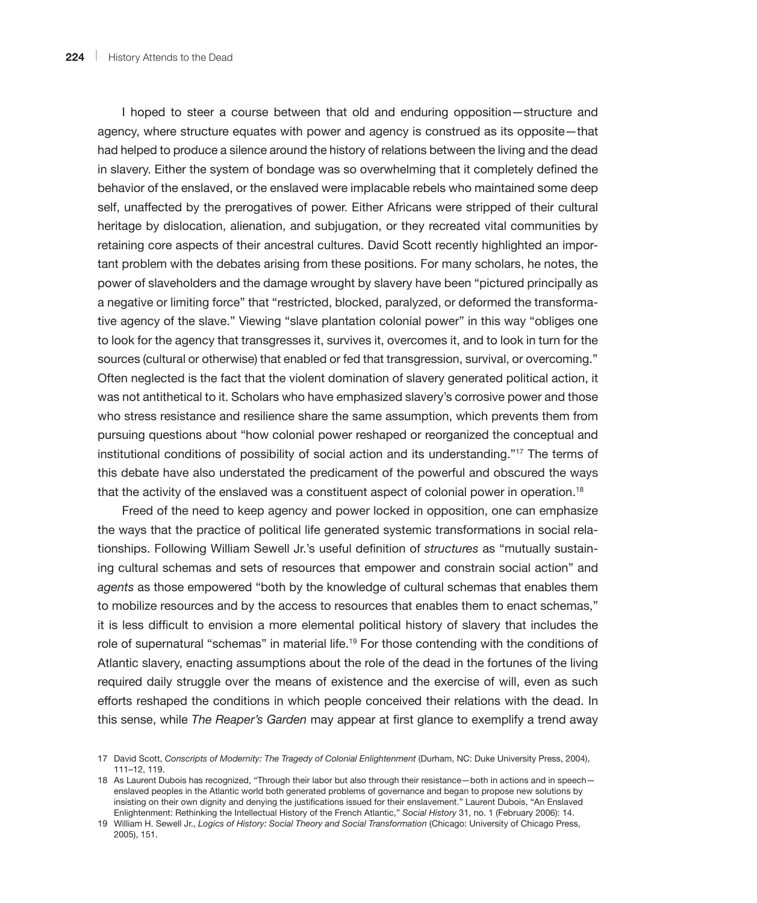I hoped to steer a course between that old and enduring opposition—structure and agency, where structure equates with power and agency is construed as its opposite—that had helped to produce a silence around the history of relations between the living and the dead in slavery. Either the system of bondage was so overwhelming that it completely defined the behavior of the enslaved, or the enslaved were implacable rebels who maintained some deep self, unaffected by the prerogatives of power. Either Africans were stripped of their cultural heritage by dislocation, alienation, and subjugation, or they recreated vital communities by retaining core aspects of their ancestral cultures. David Scott recently highlighted an important problem with the debates arising from these positions. For many scholars, he notes, the power of slaveholders and the damage wrought by slavery have been "pictured principally as a negative or limiting force" that "restricted, blocked, paralyzed, or deformed the transformative agency of the slave." Viewing "slave plantation colonial power" in this way "obliges one to look for the agency that transgresses it, survives it, overcomes it, and to look in turn for the sources (cultural or otherwise) that enabled or fed that transgression, survival, or overcoming." Often neglected is the fact that the violent domination of slavery generated political action, it was not antithetical to it. Scholars who have emphasized slavery's corrosive power and those who stress resistance and resilience share the same assumption, which prevents them from pursuing questions about "how colonial power reshaped or reorganized the conceptual and institutional conditions of possibility of social action and its understanding."[17] The terms of this debate have also understated the predicament of the powerful and obscured the ways that the activity of the enslaved was a constituent aspect of colonial power in operation.[18]

Freed of the need to keep agency and power locked in opposition, one can emphasize the ways that the practice of political life generated systemic transformations in social relationships. Following William Sewell Jr.'s useful definition of *structures* as "mutually sustaining cultural schemas and sets of resources that empower and constrain social action" and *agents* as those empowered "both by the knowledge of cultural schemas that enables them to mobilize resources and by the access to resources that enables them to enact schemas," it is less difficult to envision a more elemental political history of slavery that includes the role of supernatural "schemas" in material life.[19] For those contending with the conditions of Atlantic slavery, enacting assumptions about the role of the dead in the fortunes of the living required daily struggle over the means of existence and the exercise of will, even as such efforts reshaped the conditions in which people conceived their relations with the dead. In this sense, while *The Reaper's Garden* may appear at first glance to exemplify a trend away

17 David Scott, *Conscripts of Modernity: The Tragedy of Colonial Enlightenment* (Durham, NC: Duke University Press, 2004), 111–12, 119.

18 As Laurent Dubois has recognized, "Through their labor but also through their resistance—both in actions and in speech—enslaved peoples in the Atlantic world both generated problems of governance and began to propose new solutions by insisting on their own dignity and denying the justifications issued for their enslavement." Laurent Dubois, "An Enslaved Enlightenment: Rethinking the Intellectual History of the French Atlantic," *Social History* 31, no. 1 (February 2006): 14.

19 William H. Sewell Jr., *Logics of History: Social Theory and Social Transformation* (Chicago: University of Chicago Press, 2005), 151.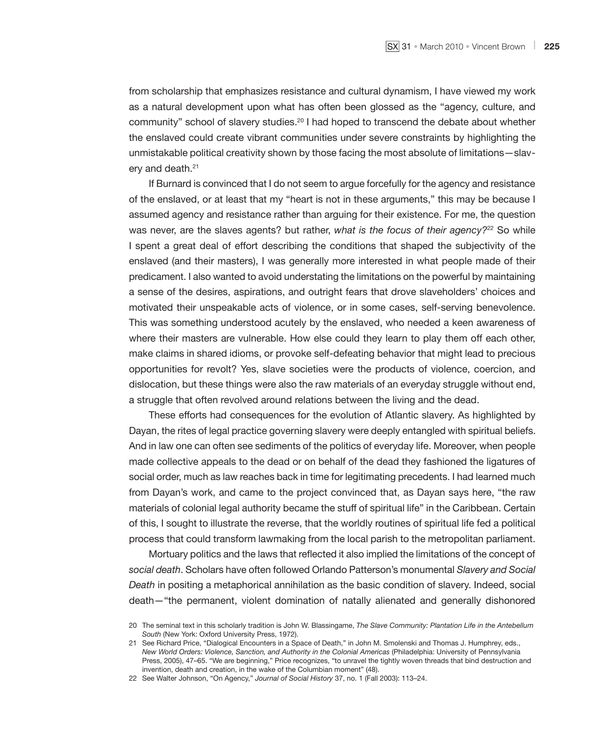from scholarship that emphasizes resistance and cultural dynamism, I have viewed my work as a natural development upon what has often been glossed as the "agency, culture, and community" school of slavery studies.[20] I had hoped to transcend the debate about whether the enslaved could create vibrant communities under severe constraints by highlighting the unmistakable political creativity shown by those facing the most absolute of limitations—slavery and death.[21]

If Burnard is convinced that I do not seem to argue forcefully for the agency and resistance of the enslaved, or at least that my "heart is not in these arguments," this may be because I assumed agency and resistance rather than arguing for their existence. For me, the question was never, are the slaves agents? but rather, *what is the focus of their agency?*[22] So while I spent a great deal of effort describing the conditions that shaped the subjectivity of the enslaved (and their masters), I was generally more interested in what people made of their predicament. I also wanted to avoid understating the limitations on the powerful by maintaining a sense of the desires, aspirations, and outright fears that drove slaveholders' choices and motivated their unspeakable acts of violence, or in some cases, self-serving benevolence. This was something understood acutely by the enslaved, who needed a keen awareness of where their masters are vulnerable. How else could they learn to play them off each other, make claims in shared idioms, or provoke self-defeating behavior that might lead to precious opportunities for revolt? Yes, slave societies were the products of violence, coercion, and dislocation, but these things were also the raw materials of an everyday struggle without end, a struggle that often revolved around relations between the living and the dead.

These efforts had consequences for the evolution of Atlantic slavery. As highlighted by Dayan, the rites of legal practice governing slavery were deeply entangled with spiritual beliefs. And in law one can often see sediments of the politics of everyday life. Moreover, when people made collective appeals to the dead or on behalf of the dead they fashioned the ligatures of social order, much as law reaches back in time for legitimating precedents. I had learned much from Dayan's work, and came to the project convinced that, as Dayan says here, "the raw materials of colonial legal authority became the stuff of spiritual life" in the Caribbean. Certain of this, I sought to illustrate the reverse, that the worldly routines of spiritual life fed a political process that could transform lawmaking from the local parish to the metropolitan parliament.

Mortuary politics and the laws that reflected it also implied the limitations of the concept of *social death*. Scholars have often followed Orlando Patterson's monumental *Slavery and Social Death* in positing a metaphorical annihilation as the basic condition of slavery. Indeed, social death—"the permanent, violent domination of natally alienated and generally dishonored

20 The seminal text in this scholarly tradition is John W. Blassingame, *The Slave Community: Plantation Life in the Antebellum South* (New York: Oxford University Press, 1972).

21 See Richard Price, "Dialogical Encounters in a Space of Death," in John M. Smolenski and Thomas J. Humphrey, eds., *New World Orders: Violence, Sanction, and Authority in the Colonial Americas* (Philadelphia: University of Pennsylvania Press, 2005), 47–65. "We are beginning," Price recognizes, "to unravel the tightly woven threads that bind destruction and invention, death and creation, in the wake of the Columbian moment" (48).

22 See Walter Johnson, "On Agency," *Journal of Social History* 37, no. 1 (Fall 2003): 113–24.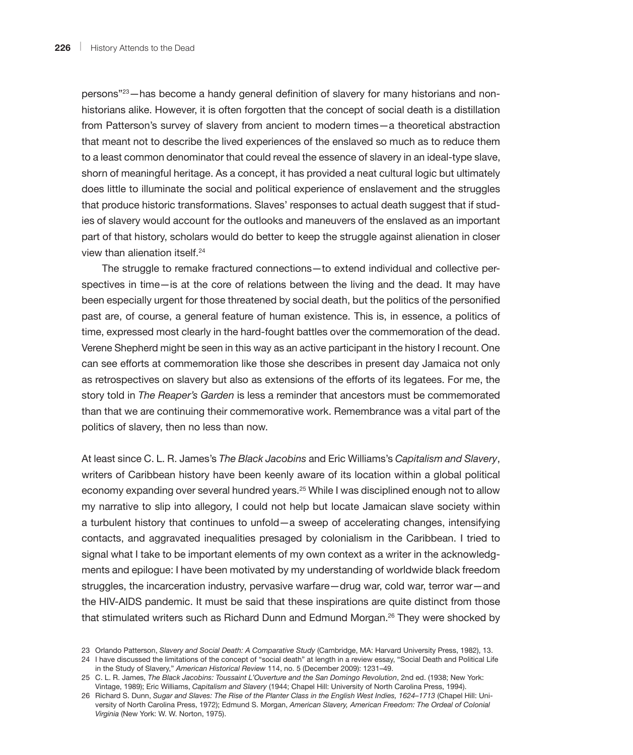persons"[23]—has become a handy general definition of slavery for many historians and non-historians alike. However, it is often forgotten that the concept of social death is a distillation from Patterson's survey of slavery from ancient to modern times—a theoretical abstraction that meant not to describe the lived experiences of the enslaved so much as to reduce them to a least common denominator that could reveal the essence of slavery in an ideal-type slave, shorn of meaningful heritage. As a concept, it has provided a neat cultural logic but ultimately does little to illuminate the social and political experience of enslavement and the struggles that produce historic transformations. Slaves' responses to actual death suggest that if studies of slavery would account for the outlooks and maneuvers of the enslaved as an important part of that history, scholars would do better to keep the struggle against alienation in closer view than alienation itself.[24]

The struggle to remake fractured connections—to extend individual and collective perspectives in time—is at the core of relations between the living and the dead. It may have been especially urgent for those threatened by social death, but the politics of the personified past are, of course, a general feature of human existence. This is, in essence, a politics of time, expressed most clearly in the hard-fought battles over the commemoration of the dead. Verene Shepherd might be seen in this way as an active participant in the history I recount. One can see efforts at commemoration like those she describes in present day Jamaica not only as retrospectives on slavery but also as extensions of the efforts of its legatees. For me, the story told in *The Reaper's Garden* is less a reminder that ancestors must be commemorated than that we are continuing their commemorative work. Remembrance was a vital part of the politics of slavery, then no less than now.

At least since C. L. R. James's *The Black Jacobins* and Eric Williams's *Capitalism and Slavery*, writers of Caribbean history have been keenly aware of its location within a global political economy expanding over several hundred years.[25] While I was disciplined enough not to allow my narrative to slip into allegory, I could not help but locate Jamaican slave society within a turbulent history that continues to unfold—a sweep of accelerating changes, intensifying contacts, and aggravated inequalities presaged by colonialism in the Caribbean. I tried to signal what I take to be important elements of my own context as a writer in the acknowledgments and epilogue: I have been motivated by my understanding of worldwide black freedom struggles, the incarceration industry, pervasive warfare—drug war, cold war, terror war—and the HIV-AIDS pandemic. It must be said that these inspirations are quite distinct from those that stimulated writers such as Richard Dunn and Edmund Morgan.[26] They were shocked by

23 Orlando Patterson, *Slavery and Social Death: A Comparative Study* (Cambridge, MA: Harvard University Press, 1982), 13.

24 I have discussed the limitations of the concept of "social death" at length in a review essay, "Social Death and Political Life in the Study of Slavery," *American Historical Review* 114, no. 5 (December 2009): 1231–49.

25 C. L. R. James, *The Black Jacobins: Toussaint L'Ouverture and the San Domingo Revolution*, 2nd ed. (1938; New York: Vintage, 1989); Eric Williams, *Capitalism and Slavery* (1944; Chapel Hill: University of North Carolina Press, 1994).

26 Richard S. Dunn, *Sugar and Slaves: The Rise of the Planter Class in the English West Indies, 1624–1713* (Chapel Hill: University of North Carolina Press, 1972); Edmund S. Morgan, *American Slavery, American Freedom: The Ordeal of Colonial Virginia* (New York: W. W. Norton, 1975).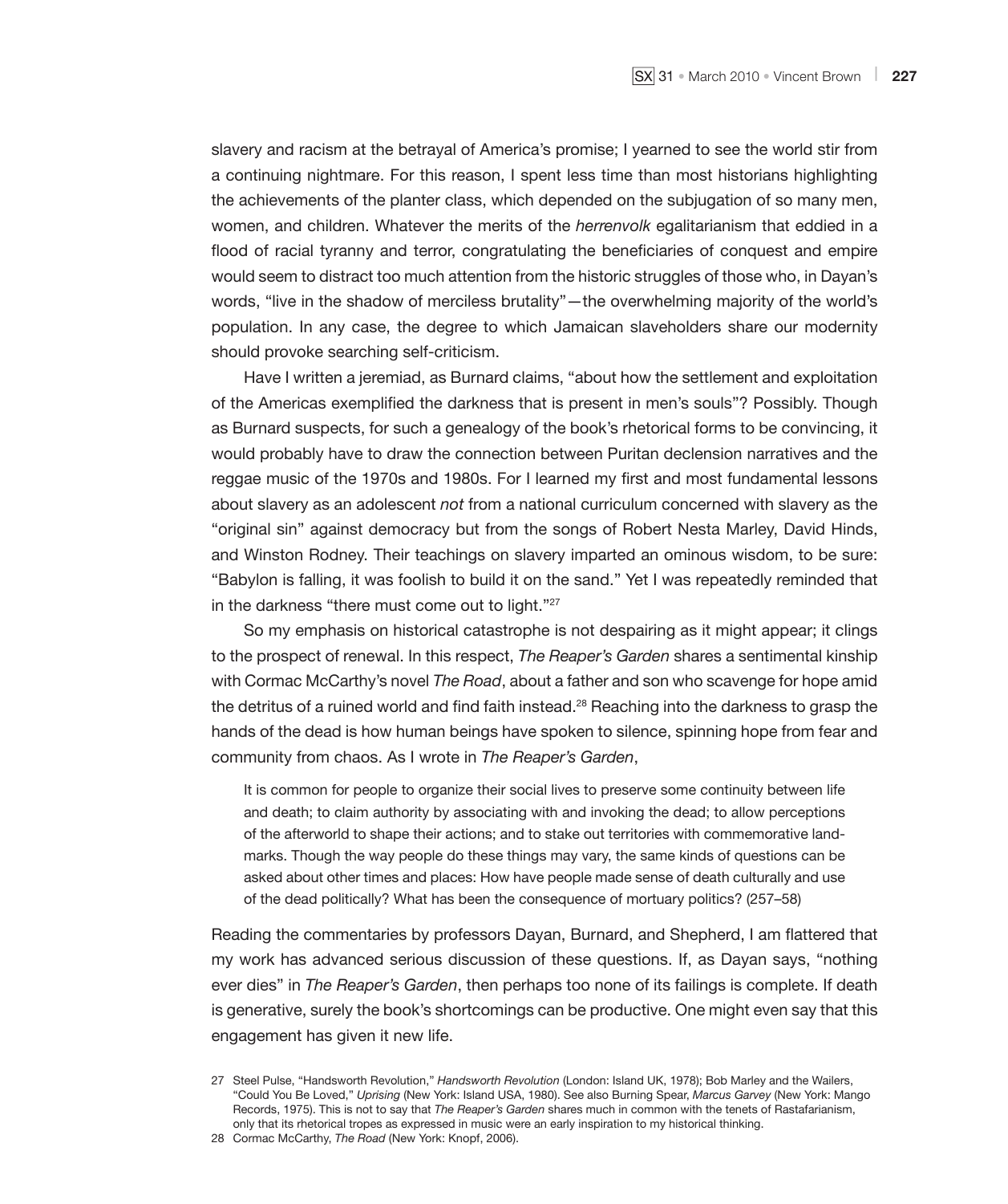slavery and racism at the betrayal of America's promise; I yearned to see the world stir from a continuing nightmare. For this reason, I spent less time than most historians highlighting the achievements of the planter class, which depended on the subjugation of so many men, women, and children. Whatever the merits of the *herrenvolk* egalitarianism that eddied in a flood of racial tyranny and terror, congratulating the beneficiaries of conquest and empire would seem to distract too much attention from the historic struggles of those who, in Dayan's words, "live in the shadow of merciless brutality"—the overwhelming majority of the world's population. In any case, the degree to which Jamaican slaveholders share our modernity should provoke searching self-criticism.

Have I written a jeremiad, as Burnard claims, "about how the settlement and exploitation of the Americas exemplified the darkness that is present in men's souls"? Possibly. Though as Burnard suspects, for such a genealogy of the book's rhetorical forms to be convincing, it would probably have to draw the connection between Puritan declension narratives and the reggae music of the 1970s and 1980s. For I learned my first and most fundamental lessons about slavery as an adolescent *not* from a national curriculum concerned with slavery as the "original sin" against democracy but from the songs of Robert Nesta Marley, David Hinds, and Winston Rodney. Their teachings on slavery imparted an ominous wisdom, to be sure: "Babylon is falling, it was foolish to build it on the sand." Yet I was repeatedly reminded that in the darkness "there must come out to light."[27]

So my emphasis on historical catastrophe is not despairing as it might appear; it clings to the prospect of renewal. In this respect, *The Reaper's Garden* shares a sentimental kinship with Cormac McCarthy's novel *The Road*, about a father and son who scavenge for hope amid the detritus of a ruined world and find faith instead.[28] Reaching into the darkness to grasp the hands of the dead is how human beings have spoken to silence, spinning hope from fear and community from chaos. As I wrote in *The Reaper's Garden*,

> It is common for people to organize their social lives to preserve some continuity between life and death; to claim authority by associating with and invoking the dead; to allow perceptions of the afterworld to shape their actions; and to stake out territories with commemorative landmarks. Though the way people do these things may vary, the same kinds of questions can be asked about other times and places: How have people made sense of death culturally and use of the dead politically? What has been the consequence of mortuary politics? (257–58)

Reading the commentaries by professors Dayan, Burnard, and Shepherd, I am flattered that my work has advanced serious discussion of these questions. If, as Dayan says, "nothing ever dies" in *The Reaper's Garden*, then perhaps too none of its failings is complete. If death is generative, surely the book's shortcomings can be productive. One might even say that this engagement has given it new life.

---

27 Steel Pulse, "Handsworth Revolution," *Handsworth Revolution* (London: Island UK, 1978); Bob Marley and the Wailers, "Could You Be Loved," *Uprising* (New York: Island USA, 1980). See also Burning Spear, *Marcus Garvey* (New York: Mango Records, 1975). This is not to say that *The Reaper's Garden* shares much in common with the tenets of Rastafarianism, only that its rhetorical tropes as expressed in music were an early inspiration to my historical thinking.

28 Cormac McCarthy, *The Road* (New York: Knopf, 2006).